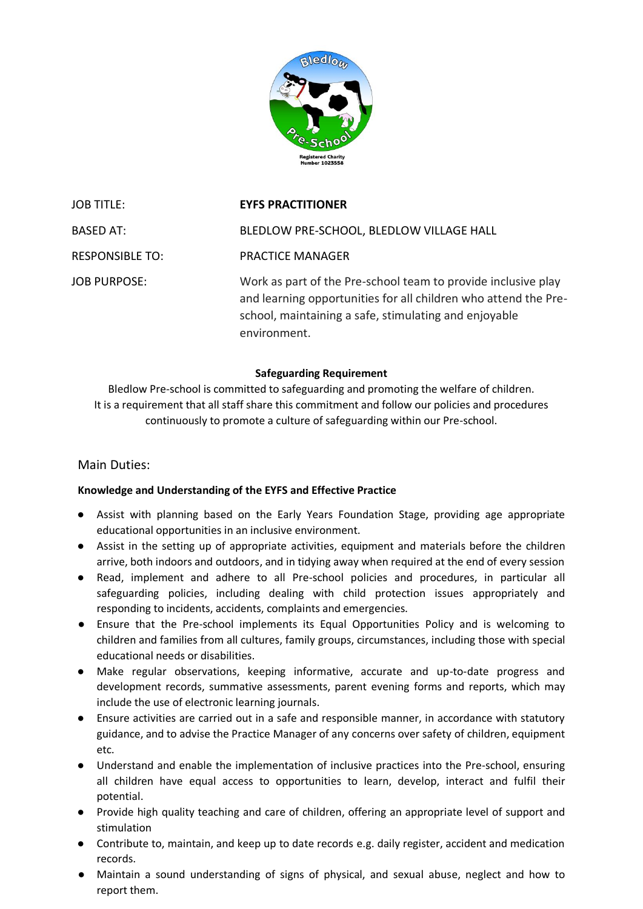Registered Charity Number 1023558

| | |
|---|---|
| JOB TITLE: | **EYFS PRACTITIONER** |
| BASED AT: | BLEDLOW PRE-SCHOOL, BLEDLOW VILLAGE HALL |
| RESPONSIBLE TO: | PRACTICE MANAGER |
| JOB PURPOSE: | Work as part of the Pre-school team to provide inclusive play and learning opportunities for all children who attend the Pre-school, maintaining a safe, stimulating and enjoyable environment. |

**Safeguarding Requirement**

Bledlow Pre-school is committed to safeguarding and promoting the welfare of children. It is a requirement that all staff share this commitment and follow our policies and procedures continuously to promote a culture of safeguarding within our Pre-school.

## Main Duties:

### Knowledge and Understanding of the EYFS and Effective Practice

- Assist with planning based on the Early Years Foundation Stage, providing age appropriate educational opportunities in an inclusive environment.
- Assist in the setting up of appropriate activities, equipment and materials before the children arrive, both indoors and outdoors, and in tidying away when required at the end of every session
- Read, implement and adhere to all Pre-school policies and procedures, in particular all safeguarding policies, including dealing with child protection issues appropriately and responding to incidents, accidents, complaints and emergencies.
- Ensure that the Pre-school implements its Equal Opportunities Policy and is welcoming to children and families from all cultures, family groups, circumstances, including those with special educational needs or disabilities.
- Make regular observations, keeping informative, accurate and up-to-date progress and development records, summative assessments, parent evening forms and reports, which may include the use of electronic learning journals.
- Ensure activities are carried out in a safe and responsible manner, in accordance with statutory guidance, and to advise the Practice Manager of any concerns over safety of children, equipment etc.
- Understand and enable the implementation of inclusive practices into the Pre-school, ensuring all children have equal access to opportunities to learn, develop, interact and fulfil their potential.
- Provide high quality teaching and care of children, offering an appropriate level of support and stimulation
- Contribute to, maintain, and keep up to date records e.g. daily register, accident and medication records.
- Maintain a sound understanding of signs of physical, and sexual abuse, neglect and how to report them.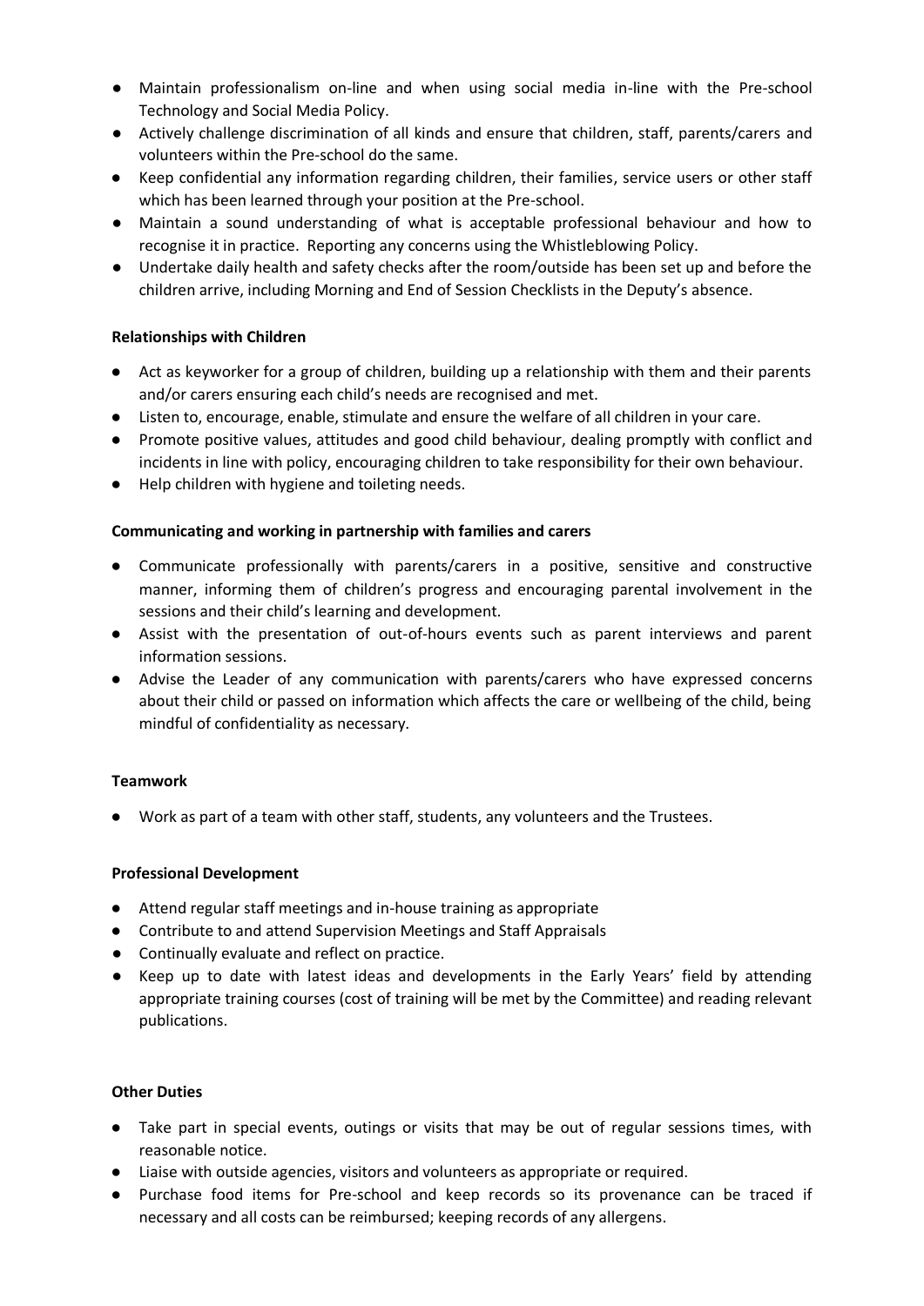- Maintain professionalism on-line and when using social media in-line with the Pre-school Technology and Social Media Policy.
- Actively challenge discrimination of all kinds and ensure that children, staff, parents/carers and volunteers within the Pre-school do the same.
- Keep confidential any information regarding children, their families, service users or other staff which has been learned through your position at the Pre-school.
- Maintain a sound understanding of what is acceptable professional behaviour and how to recognise it in practice. Reporting any concerns using the Whistleblowing Policy.
- Undertake daily health and safety checks after the room/outside has been set up and before the children arrive, including Morning and End of Session Checklists in the Deputy's absence.

**Relationships with Children**

- Act as keyworker for a group of children, building up a relationship with them and their parents and/or carers ensuring each child's needs are recognised and met.
- Listen to, encourage, enable, stimulate and ensure the welfare of all children in your care.
- Promote positive values, attitudes and good child behaviour, dealing promptly with conflict and incidents in line with policy, encouraging children to take responsibility for their own behaviour.
- Help children with hygiene and toileting needs.

**Communicating and working in partnership with families and carers**

- Communicate professionally with parents/carers in a positive, sensitive and constructive manner, informing them of children's progress and encouraging parental involvement in the sessions and their child's learning and development.
- Assist with the presentation of out-of-hours events such as parent interviews and parent information sessions.
- Advise the Leader of any communication with parents/carers who have expressed concerns about their child or passed on information which affects the care or wellbeing of the child, being mindful of confidentiality as necessary.

**Teamwork**

- Work as part of a team with other staff, students, any volunteers and the Trustees.

**Professional Development**

- Attend regular staff meetings and in-house training as appropriate
- Contribute to and attend Supervision Meetings and Staff Appraisals
- Continually evaluate and reflect on practice.
- Keep up to date with latest ideas and developments in the Early Years' field by attending appropriate training courses (cost of training will be met by the Committee) and reading relevant publications.

**Other Duties**

- Take part in special events, outings or visits that may be out of regular sessions times, with reasonable notice.
- Liaise with outside agencies, visitors and volunteers as appropriate or required.
- Purchase food items for Pre-school and keep records so its provenance can be traced if necessary and all costs can be reimbursed; keeping records of any allergens.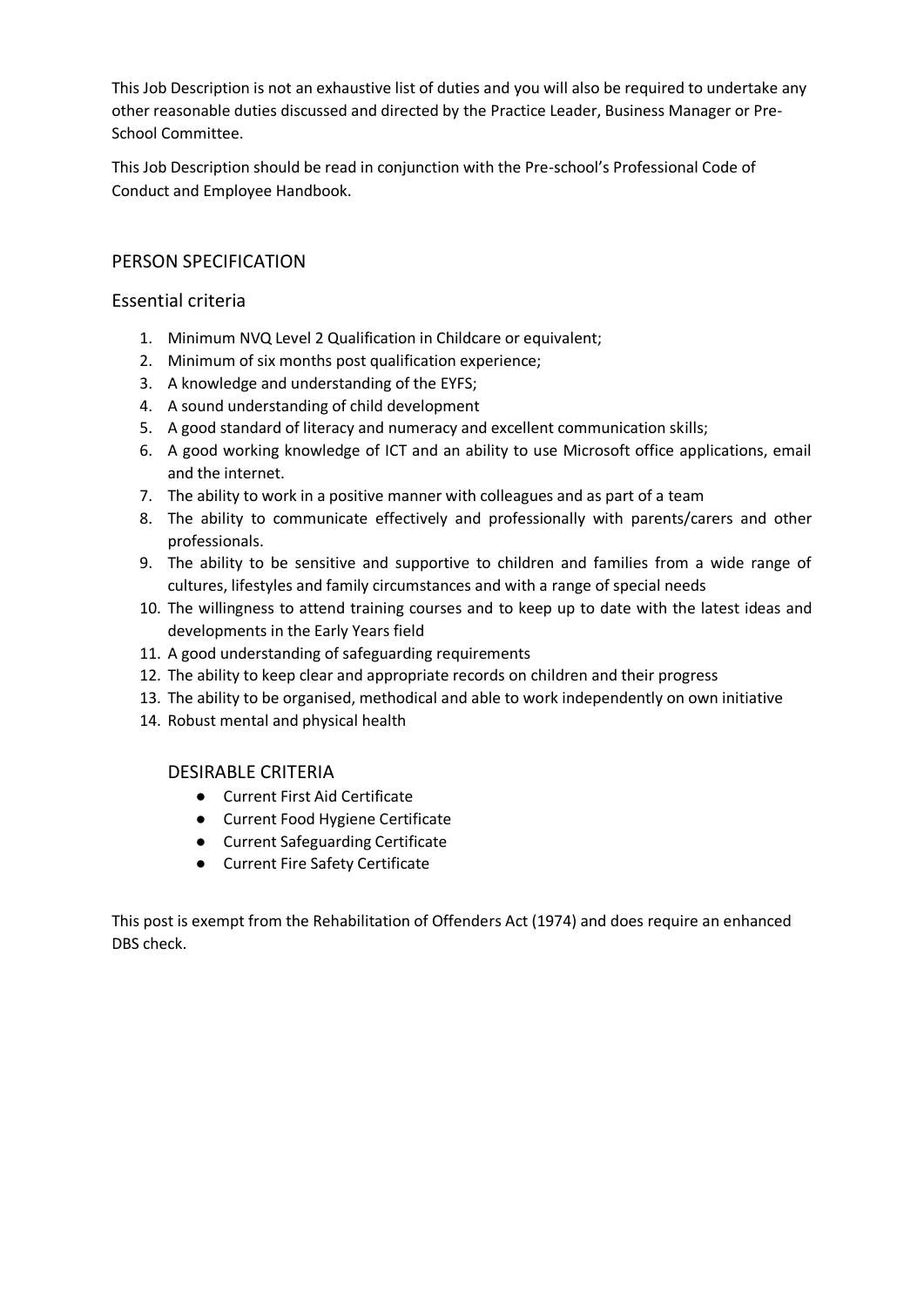This Job Description is not an exhaustive list of duties and you will also be required to undertake any other reasonable duties discussed and directed by the Practice Leader, Business Manager or Pre-School Committee.

This Job Description should be read in conjunction with the Pre-school's Professional Code of Conduct and Employee Handbook.

## PERSON SPECIFICATION

### Essential criteria

1. Minimum NVQ Level 2 Qualification in Childcare or equivalent;
2. Minimum of six months post qualification experience;
3. A knowledge and understanding of the EYFS;
4. A sound understanding of child development
5. A good standard of literacy and numeracy and excellent communication skills;
6. A good working knowledge of ICT and an ability to use Microsoft office applications, email and the internet.
7. The ability to work in a positive manner with colleagues and as part of a team
8. The ability to communicate effectively and professionally with parents/carers and other professionals.
9. The ability to be sensitive and supportive to children and families from a wide range of cultures, lifestyles and family circumstances and with a range of special needs
10. The willingness to attend training courses and to keep up to date with the latest ideas and developments in the Early Years field
11. A good understanding of safeguarding requirements
12. The ability to keep clear and appropriate records on children and their progress
13. The ability to be organised, methodical and able to work independently on own initiative
14. Robust mental and physical health

### DESIRABLE CRITERIA

- Current First Aid Certificate
- Current Food Hygiene Certificate
- Current Safeguarding Certificate
- Current Fire Safety Certificate

This post is exempt from the Rehabilitation of Offenders Act (1974) and does require an enhanced DBS check.